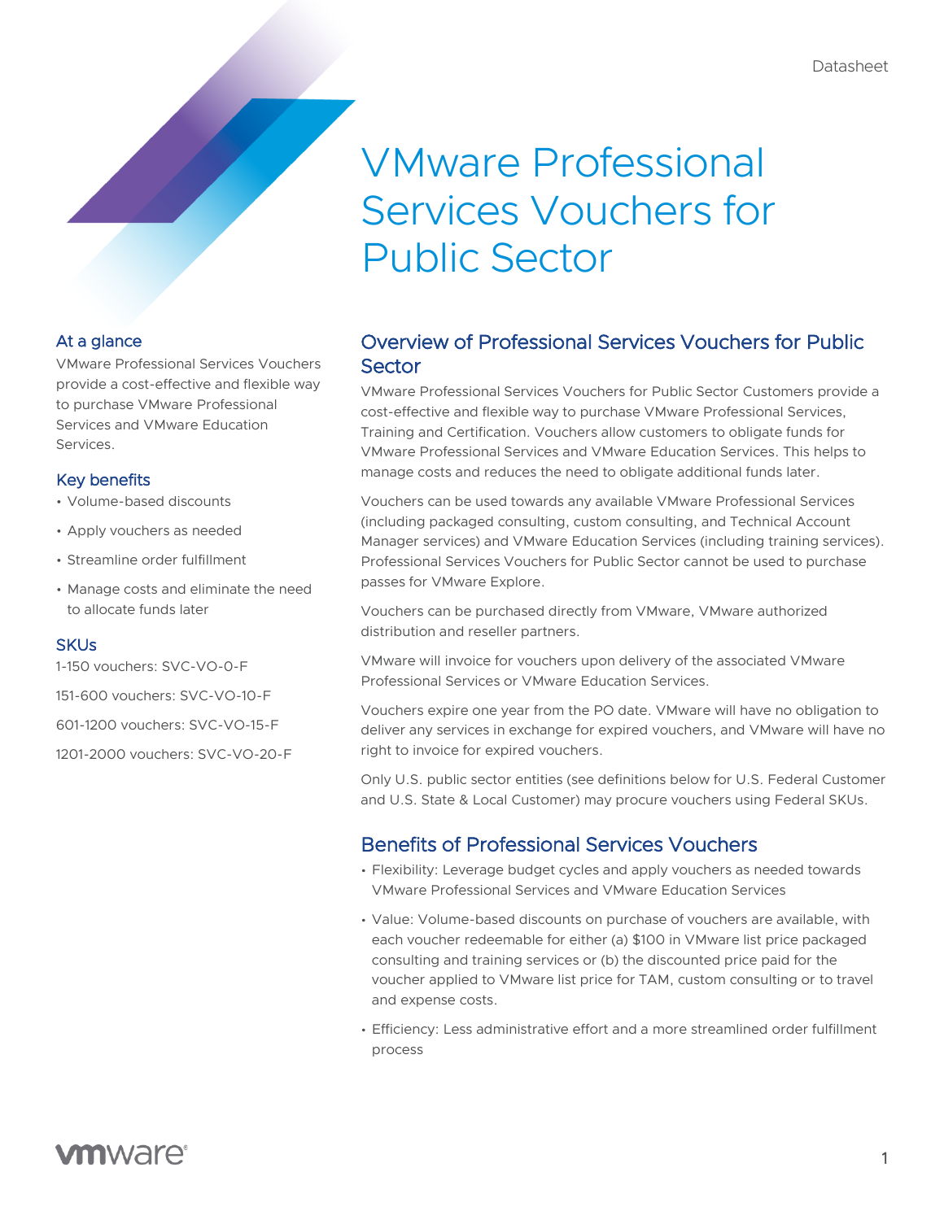Datasheet

# VMware Professional Services Vouchers for Public Sector

## At a glance

VMware Professional Services Vouchers provide a cost-effective and flexible way to purchase VMware Professional Services and VMware Education Services.

## Key benefits

- Volume-based discounts
- Apply vouchers as needed
- Streamline order fulfillment
- Manage costs and eliminate the need to allocate funds later

## SKUs

1-150 vouchers: SVC-VO-0-F

151-600 vouchers: SVC-VO-10-F

601-1200 vouchers: SVC-VO-15-F

1201-2000 vouchers: SVC-VO-20-F

## Overview of Professional Services Vouchers for Public Sector

VMware Professional Services Vouchers for Public Sector Customers provide a cost-effective and flexible way to purchase VMware Professional Services, Training and Certification. Vouchers allow customers to obligate funds for VMware Professional Services and VMware Education Services. This helps to manage costs and reduces the need to obligate additional funds later.

Vouchers can be used towards any available VMware Professional Services (including packaged consulting, custom consulting, and Technical Account Manager services) and VMware Education Services (including training services). Professional Services Vouchers for Public Sector cannot be used to purchase passes for VMware Explore.

Vouchers can be purchased directly from VMware, VMware authorized distribution and reseller partners.

VMware will invoice for vouchers upon delivery of the associated VMware Professional Services or VMware Education Services.

Vouchers expire one year from the PO date. VMware will have no obligation to deliver any services in exchange for expired vouchers, and VMware will have no right to invoice for expired vouchers.

Only U.S. public sector entities (see definitions below for U.S. Federal Customer and U.S. State & Local Customer) may procure vouchers using Federal SKUs.

## Benefits of Professional Services Vouchers

- Flexibility: Leverage budget cycles and apply vouchers as needed towards VMware Professional Services and VMware Education Services
- Value: Volume-based discounts on purchase of vouchers are available, with each voucher redeemable for either (a) $100 in VMware list price packaged consulting and training services or (b) the discounted price paid for the voucher applied to VMware list price for TAM, custom consulting or to travel and expense costs.
- Efficiency: Less administrative effort and a more streamlined order fulfillment process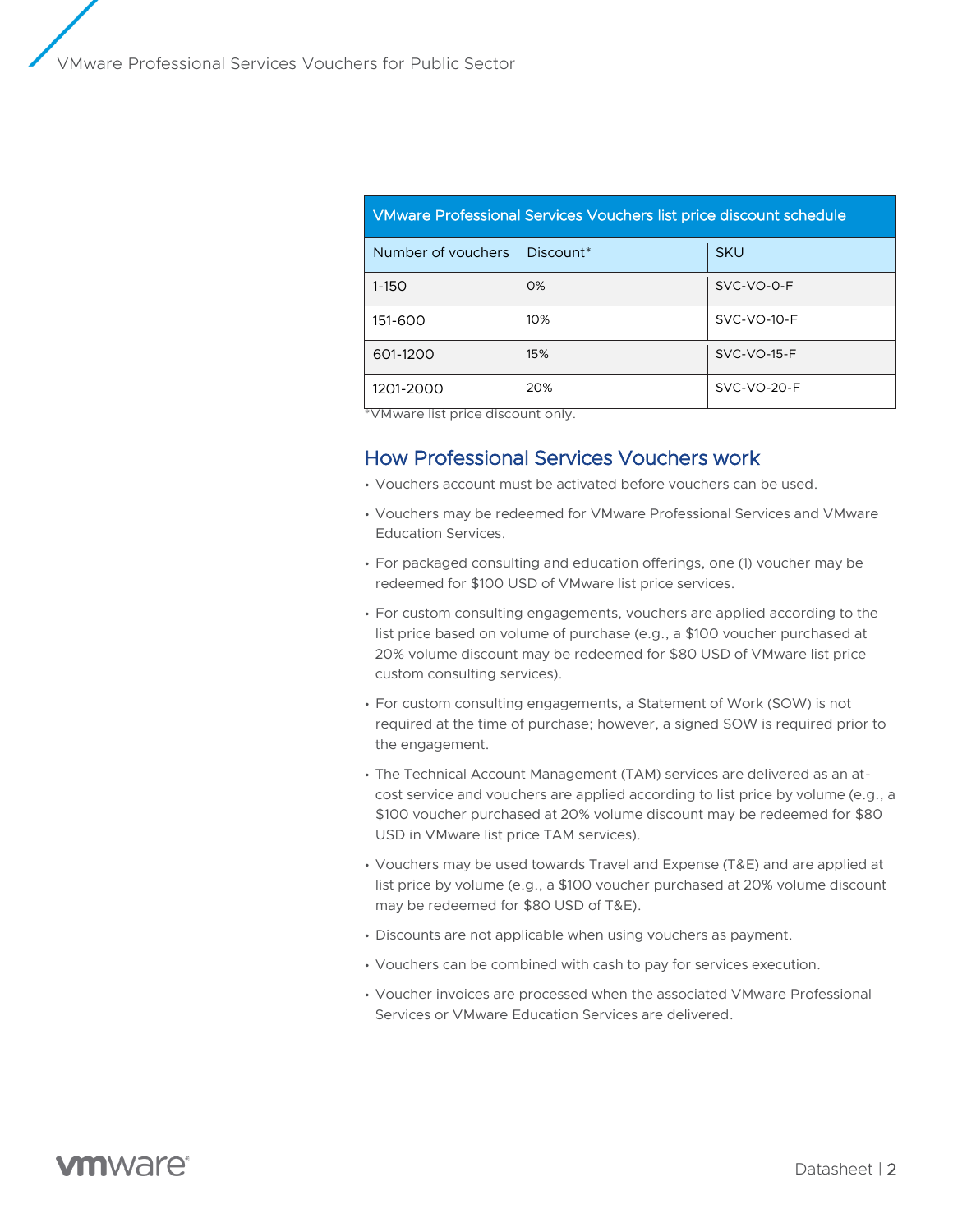| VMware Professional Services Vouchers list price discount schedule | | |
|---|---|---|
| Number of vouchers | Discount* | SKU |
| 1-150 | 0% | SVC-VO-0-F |
| 151-600 | 10% | SVC-VO-10-F |
| 601-1200 | 15% | SVC-VO-15-F |
| 1201-2000 | 20% | SVC-VO-20-F |

*VMware list price discount only.

## How Professional Services Vouchers work

- Vouchers account must be activated before vouchers can be used.
- Vouchers may be redeemed for VMware Professional Services and VMware Education Services.
- For packaged consulting and education offerings, one (1) voucher may be redeemed for $100 USD of VMware list price services.
- For custom consulting engagements, vouchers are applied according to the list price based on volume of purchase (e.g., a $100 voucher purchased at 20% volume discount may be redeemed for $80 USD of VMware list price custom consulting services).
- For custom consulting engagements, a Statement of Work (SOW) is not required at the time of purchase; however, a signed SOW is required prior to the engagement.
- The Technical Account Management (TAM) services are delivered as an at-cost service and vouchers are applied according to list price by volume (e.g., a $100 voucher purchased at 20% volume discount may be redeemed for $80 USD in VMware list price TAM services).
- Vouchers may be used towards Travel and Expense (T&E) and are applied at list price by volume (e.g., a $100 voucher purchased at 20% volume discount may be redeemed for $80 USD of T&E).
- Discounts are not applicable when using vouchers as payment.
- Vouchers can be combined with cash to pay for services execution.
- Voucher invoices are processed when the associated VMware Professional Services or VMware Education Services are delivered.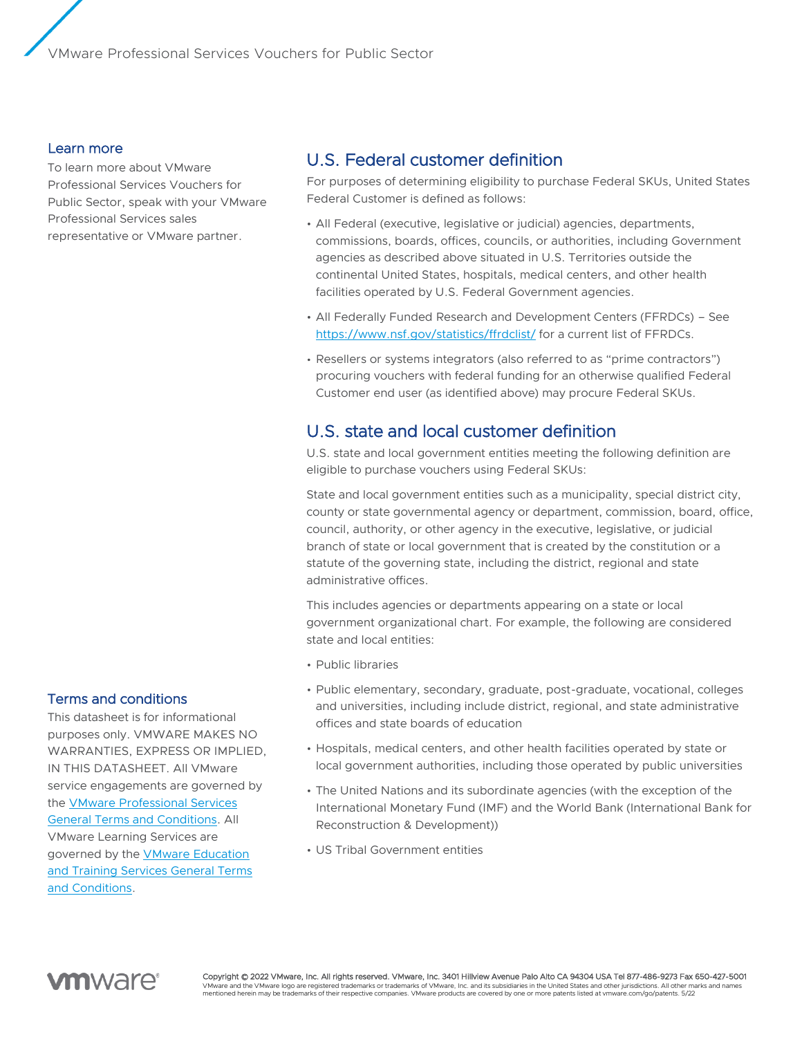## Learn more

To learn more about VMware Professional Services Vouchers for Public Sector, speak with your VMware Professional Services sales representative or VMware partner.

## U.S. Federal customer definition

For purposes of determining eligibility to purchase Federal SKUs, United States Federal Customer is defined as follows:

- All Federal (executive, legislative or judicial) agencies, departments, commissions, boards, offices, councils, or authorities, including Government agencies as described above situated in U.S. Territories outside the continental United States, hospitals, medical centers, and other health facilities operated by U.S. Federal Government agencies.
- All Federally Funded Research and Development Centers (FFRDCs) – See [https://www.nsf.gov/statistics/ffrdclist/](https://www.nsf.gov/statistics/ffrdclist/) for a current list of FFRDCs.
- Resellers or systems integrators (also referred to as "prime contractors") procuring vouchers with federal funding for an otherwise qualified Federal Customer end user (as identified above) may procure Federal SKUs.

## U.S. state and local customer definition

U.S. state and local government entities meeting the following definition are eligible to purchase vouchers using Federal SKUs:

State and local government entities such as a municipality, special district city, county or state governmental agency or department, commission, board, office, council, authority, or other agency in the executive, legislative, or judicial branch of state or local government that is created by the constitution or a statute of the governing state, including the district, regional and state administrative offices.

This includes agencies or departments appearing on a state or local government organizational chart. For example, the following are considered state and local entities:

- Public libraries
- Public elementary, secondary, graduate, post-graduate, vocational, colleges and universities, including include district, regional, and state administrative offices and state boards of education
- Hospitals, medical centers, and other health facilities operated by state or local government authorities, including those operated by public universities
- The United Nations and its subordinate agencies (with the exception of the International Monetary Fund (IMF) and the World Bank (International Bank for Reconstruction & Development))
- US Tribal Government entities

## Terms and conditions

This datasheet is for informational purposes only. VMWARE MAKES NO WARRANTIES, EXPRESS OR IMPLIED, IN THIS DATASHEET. All VMware service engagements are governed by the VMware Professional Services General Terms and Conditions. All VMware Learning Services are governed by the VMware Education and Training Services General Terms and Conditions.

Copyright © 2022 VMware, Inc. All rights reserved. VMware, Inc. 3401 Hillview Avenue Palo Alto CA 94304 USA Tel 877-486-9273 Fax 650-427-5001 VMware and the VMware logo are registered trademarks or trademarks of VMware, Inc. and its subsidiaries in the United States and other jurisdictions. All other marks and names mentioned herein may be trademarks of their respective companies. VMware products are covered by one or more patents listed at vmware.com/go/patents. 5/22